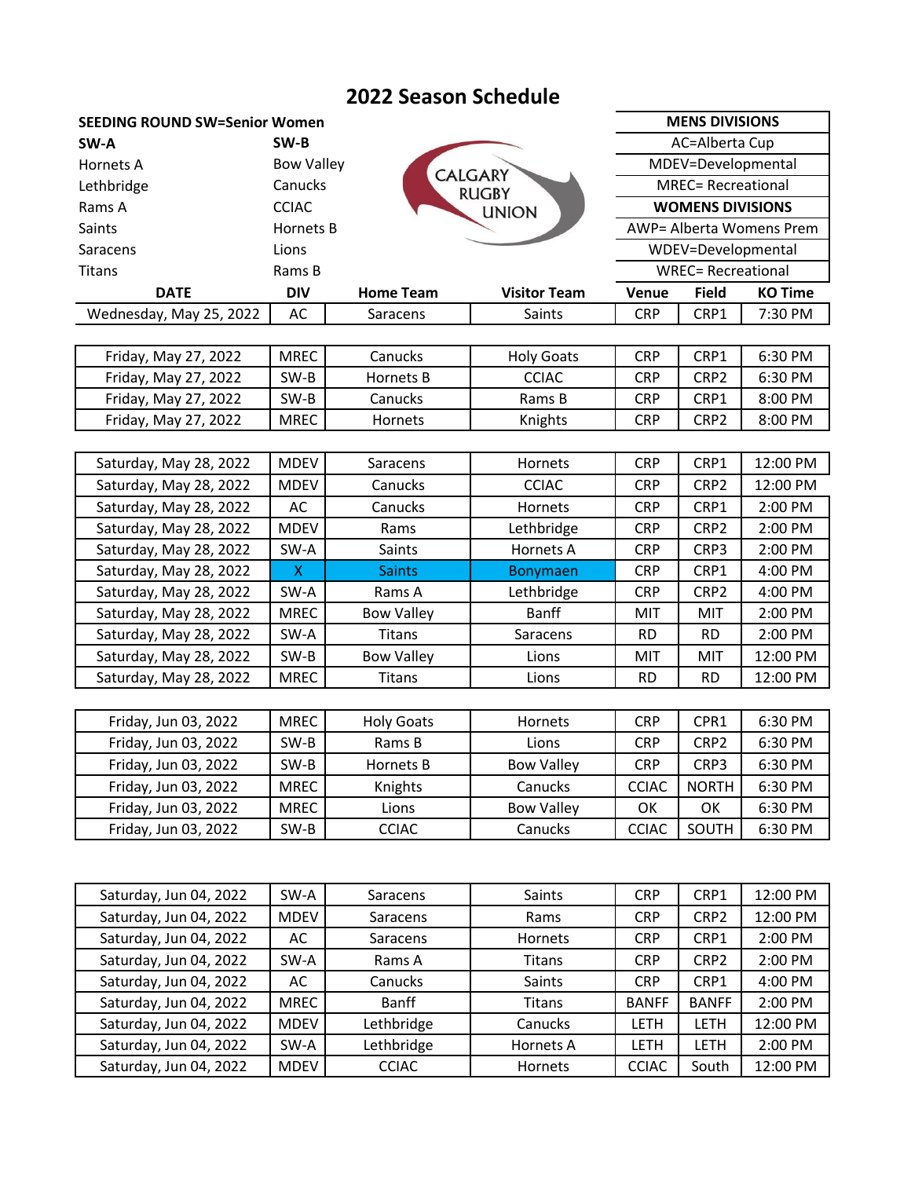# 2022 Season Schedule

**SEEDING ROUND SW=Senior Women**

| SW-A | SW-B |
|---|---|
| Hornets A | Bow Valley |
| Lethbridge | Canucks |
| Rams A | CCIAC |
| Saints | Hornets B |
| Saracens | Lions |
| Titans | Rams B |

| MENS DIVISIONS |
|---|
| AC=Alberta Cup |
| MDEV=Developmental |
| MREC= Recreational |
| **WOMENS DIVISIONS** |
| AWP= Alberta Womens Prem |
| WDEV=Developmental |
| WREC= Recreational |

| DATE | DIV | Home Team | Visitor Team | Venue | Field | KO Time |
|---|---|---|---|---|---|---|
| Wednesday, May 25, 2022 | AC | Saracens | Saints | CRP | CRP1 | 7:30 PM |
| | | | | | | |
| Friday, May 27, 2022 | MREC | Canucks | Holy Goats | CRP | CRP1 | 6:30 PM |
| Friday, May 27, 2022 | SW-B | Hornets B | CCIAC | CRP | CRP2 | 6:30 PM |
| Friday, May 27, 2022 | SW-B | Canucks | Rams B | CRP | CRP1 | 8:00 PM |
| Friday, May 27, 2022 | MREC | Hornets | Knights | CRP | CRP2 | 8:00 PM |
| | | | | | | |
| Saturday, May 28, 2022 | MDEV | Saracens | Hornets | CRP | CRP1 | 12:00 PM |
| Saturday, May 28, 2022 | MDEV | Canucks | CCIAC | CRP | CRP2 | 12:00 PM |
| Saturday, May 28, 2022 | AC | Canucks | Hornets | CRP | CRP1 | 2:00 PM |
| Saturday, May 28, 2022 | MDEV | Rams | Lethbridge | CRP | CRP2 | 2:00 PM |
| Saturday, May 28, 2022 | SW-A | Saints | Hornets A | CRP | CRP3 | 2:00 PM |
| Saturday, May 28, 2022 | X | Saints | Bonymaen | CRP | CRP1 | 4:00 PM |
| Saturday, May 28, 2022 | SW-A | Rams A | Lethbridge | CRP | CRP2 | 4:00 PM |
| Saturday, May 28, 2022 | MREC | Bow Valley | Banff | MIT | MIT | 2:00 PM |
| Saturday, May 28, 2022 | SW-A | Titans | Saracens | RD | RD | 2:00 PM |
| Saturday, May 28, 2022 | SW-B | Bow Valley | Lions | MIT | MIT | 12:00 PM |
| Saturday, May 28, 2022 | MREC | Titans | Lions | RD | RD | 12:00 PM |
| | | | | | | |
| Friday, Jun 03, 2022 | MREC | Holy Goats | Hornets | CRP | CPR1 | 6:30 PM |
| Friday, Jun 03, 2022 | SW-B | Rams B | Lions | CRP | CRP2 | 6:30 PM |
| Friday, Jun 03, 2022 | SW-B | Hornets B | Bow Valley | CRP | CRP3 | 6:30 PM |
| Friday, Jun 03, 2022 | MREC | Knights | Canucks | CCIAC | NORTH | 6:30 PM |
| Friday, Jun 03, 2022 | MREC | Lions | Bow Valley | OK | OK | 6:30 PM |
| Friday, Jun 03, 2022 | SW-B | CCIAC | Canucks | CCIAC | SOUTH | 6:30 PM |
| | | | | | | |
| Saturday, Jun 04, 2022 | SW-A | Saracens | Saints | CRP | CRP1 | 12:00 PM |
| Saturday, Jun 04, 2022 | MDEV | Saracens | Rams | CRP | CRP2 | 12:00 PM |
| Saturday, Jun 04, 2022 | AC | Saracens | Hornets | CRP | CRP1 | 2:00 PM |
| Saturday, Jun 04, 2022 | SW-A | Rams A | Titans | CRP | CRP2 | 2:00 PM |
| Saturday, Jun 04, 2022 | AC | Canucks | Saints | CRP | CRP1 | 4:00 PM |
| Saturday, Jun 04, 2022 | MREC | Banff | Titans | BANFF | BANFF | 2:00 PM |
| Saturday, Jun 04, 2022 | MDEV | Lethbridge | Canucks | LETH | LETH | 12:00 PM |
| Saturday, Jun 04, 2022 | SW-A | Lethbridge | Hornets A | LETH | LETH | 2:00 PM |
| Saturday, Jun 04, 2022 | MDEV | CCIAC | Hornets | CCIAC | South | 12:00 PM |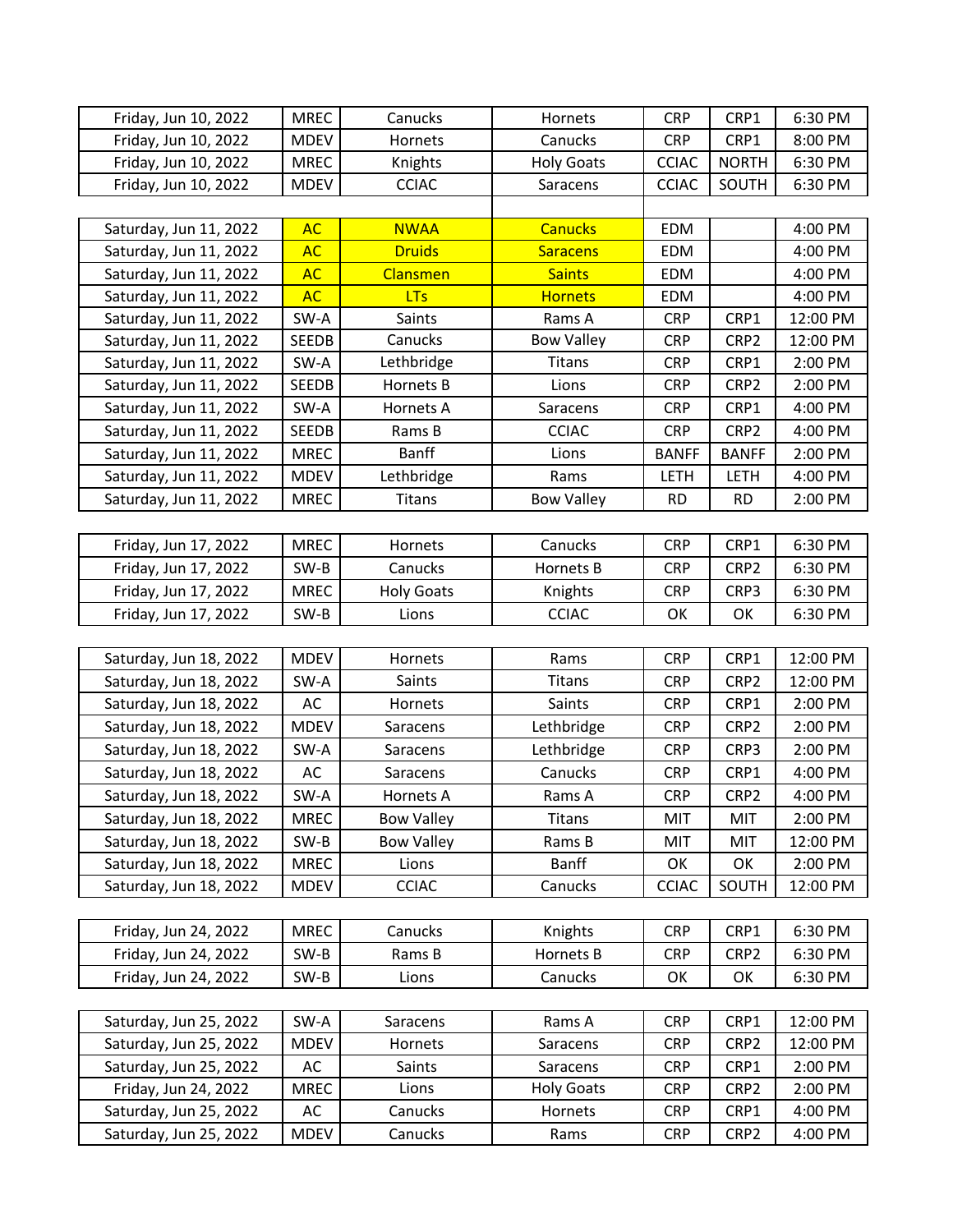| | | | | | | |
|---|---|---|---|---|---|---|
| Friday, Jun 10, 2022 | MREC | Canucks | Hornets | CRP | CRP1 | 6:30 PM |
| Friday, Jun 10, 2022 | MDEV | Hornets | Canucks | CRP | CRP1 | 8:00 PM |
| Friday, Jun 10, 2022 | MREC | Knights | Holy Goats | CCIAC | NORTH | 6:30 PM |
| Friday, Jun 10, 2022 | MDEV | CCIAC | Saracens | CCIAC | SOUTH | 6:30 PM |

| | | | | | | |
|---|---|---|---|---|---|---|
| Saturday, Jun 11, 2022 | AC | NWAA | Canucks | EDM | | 4:00 PM |
| Saturday, Jun 11, 2022 | AC | Druids | Saracens | EDM | | 4:00 PM |
| Saturday, Jun 11, 2022 | AC | Clansmen | Saints | EDM | | 4:00 PM |
| Saturday, Jun 11, 2022 | AC | LTs | Hornets | EDM | | 4:00 PM |
| Saturday, Jun 11, 2022 | SW-A | Saints | Rams A | CRP | CRP1 | 12:00 PM |
| Saturday, Jun 11, 2022 | SEEDB | Canucks | Bow Valley | CRP | CRP2 | 12:00 PM |
| Saturday, Jun 11, 2022 | SW-A | Lethbridge | Titans | CRP | CRP1 | 2:00 PM |
| Saturday, Jun 11, 2022 | SEEDB | Hornets B | Lions | CRP | CRP2 | 2:00 PM |
| Saturday, Jun 11, 2022 | SW-A | Hornets A | Saracens | CRP | CRP1 | 4:00 PM |
| Saturday, Jun 11, 2022 | SEEDB | Rams B | CCIAC | CRP | CRP2 | 4:00 PM |
| Saturday, Jun 11, 2022 | MREC | Banff | Lions | BANFF | BANFF | 2:00 PM |
| Saturday, Jun 11, 2022 | MDEV | Lethbridge | Rams | LETH | LETH | 4:00 PM |
| Saturday, Jun 11, 2022 | MREC | Titans | Bow Valley | RD | RD | 2:00 PM |

| | | | | | | |
|---|---|---|---|---|---|---|
| Friday, Jun 17, 2022 | MREC | Hornets | Canucks | CRP | CRP1 | 6:30 PM |
| Friday, Jun 17, 2022 | SW-B | Canucks | Hornets B | CRP | CRP2 | 6:30 PM |
| Friday, Jun 17, 2022 | MREC | Holy Goats | Knights | CRP | CRP3 | 6:30 PM |
| Friday, Jun 17, 2022 | SW-B | Lions | CCIAC | OK | OK | 6:30 PM |

| | | | | | | |
|---|---|---|---|---|---|---|
| Saturday, Jun 18, 2022 | MDEV | Hornets | Rams | CRP | CRP1 | 12:00 PM |
| Saturday, Jun 18, 2022 | SW-A | Saints | Titans | CRP | CRP2 | 12:00 PM |
| Saturday, Jun 18, 2022 | AC | Hornets | Saints | CRP | CRP1 | 2:00 PM |
| Saturday, Jun 18, 2022 | MDEV | Saracens | Lethbridge | CRP | CRP2 | 2:00 PM |
| Saturday, Jun 18, 2022 | SW-A | Saracens | Lethbridge | CRP | CRP3 | 2:00 PM |
| Saturday, Jun 18, 2022 | AC | Saracens | Canucks | CRP | CRP1 | 4:00 PM |
| Saturday, Jun 18, 2022 | SW-A | Hornets A | Rams A | CRP | CRP2 | 4:00 PM |
| Saturday, Jun 18, 2022 | MREC | Bow Valley | Titans | MIT | MIT | 2:00 PM |
| Saturday, Jun 18, 2022 | SW-B | Bow Valley | Rams B | MIT | MIT | 12:00 PM |
| Saturday, Jun 18, 2022 | MREC | Lions | Banff | OK | OK | 2:00 PM |
| Saturday, Jun 18, 2022 | MDEV | CCIAC | Canucks | CCIAC | SOUTH | 12:00 PM |

| | | | | | | |
|---|---|---|---|---|---|---|
| Friday, Jun 24, 2022 | MREC | Canucks | Knights | CRP | CRP1 | 6:30 PM |
| Friday, Jun 24, 2022 | SW-B | Rams B | Hornets B | CRP | CRP2 | 6:30 PM |
| Friday, Jun 24, 2022 | SW-B | Lions | Canucks | OK | OK | 6:30 PM |

| | | | | | | |
|---|---|---|---|---|---|---|
| Saturday, Jun 25, 2022 | SW-A | Saracens | Rams A | CRP | CRP1 | 12:00 PM |
| Saturday, Jun 25, 2022 | MDEV | Hornets | Saracens | CRP | CRP2 | 12:00 PM |
| Saturday, Jun 25, 2022 | AC | Saints | Saracens | CRP | CRP1 | 2:00 PM |
| Friday, Jun 24, 2022 | MREC | Lions | Holy Goats | CRP | CRP2 | 2:00 PM |
| Saturday, Jun 25, 2022 | AC | Canucks | Hornets | CRP | CRP1 | 4:00 PM |
| Saturday, Jun 25, 2022 | MDEV | Canucks | Rams | CRP | CRP2 | 4:00 PM |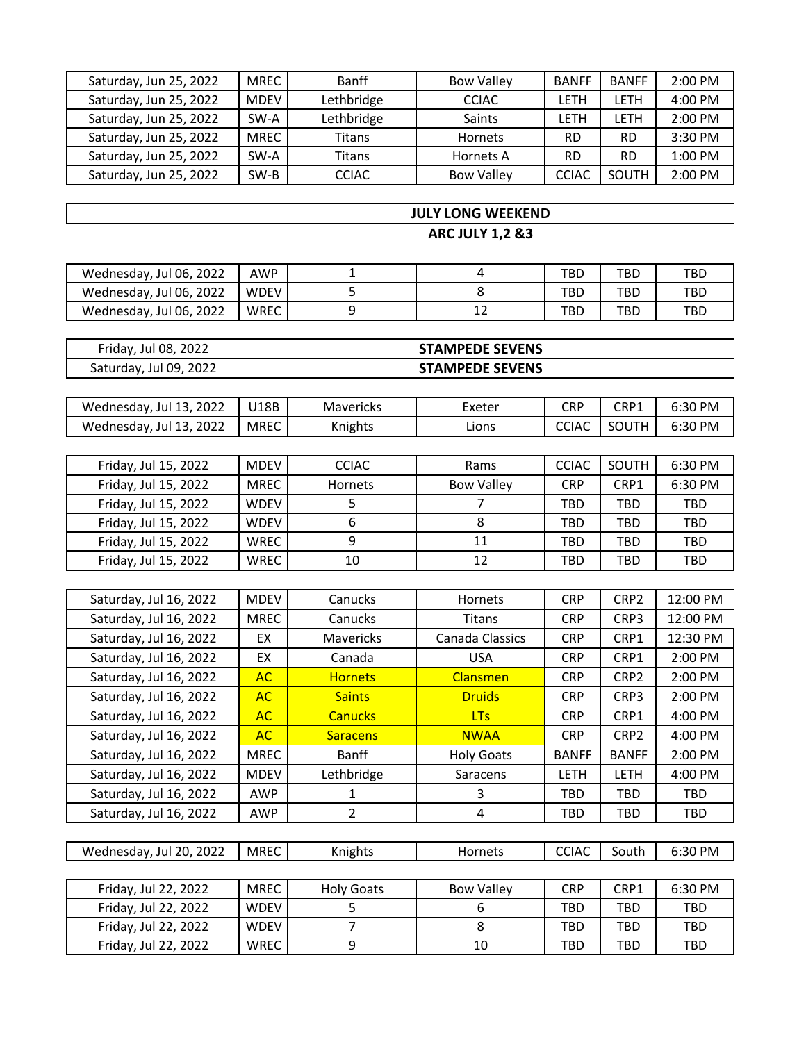| | | | | | | |
|---|---|---|---|---|---|---|
| Saturday, Jun 25, 2022 | MREC | Banff | Bow Valley | BANFF | BANFF | 2:00 PM |
| Saturday, Jun 25, 2022 | MDEV | Lethbridge | CCIAC | LETH | LETH | 4:00 PM |
| Saturday, Jun 25, 2022 | SW-A | Lethbridge | Saints | LETH | LETH | 2:00 PM |
| Saturday, Jun 25, 2022 | MREC | Titans | Hornets | RD | RD | 3:30 PM |
| Saturday, Jun 25, 2022 | SW-A | Titans | Hornets A | RD | RD | 1:00 PM |
| Saturday, Jun 25, 2022 | SW-B | CCIAC | Bow Valley | CCIAC | SOUTH | 2:00 PM |

**JULY LONG WEEKEND**

**ARC JULY 1,2 &3**

| | | | | | | |
|---|---|---|---|---|---|---|
| Wednesday, Jul 06, 2022 | AWP | 1 | 4 | TBD | TBD | TBD |
| Wednesday, Jul 06, 2022 | WDEV | 5 | 8 | TBD | TBD | TBD |
| Wednesday, Jul 06, 2022 | WREC | 9 | 12 | TBD | TBD | TBD |

| | |
|---|---|
| Friday, Jul 08, 2022 | **STAMPEDE SEVENS** |
| Saturday, Jul 09, 2022 | **STAMPEDE SEVENS** |

| | | | | | | |
|---|---|---|---|---|---|---|
| Wednesday, Jul 13, 2022 | U18B | Mavericks | Exeter | CRP | CRP1 | 6:30 PM |
| Wednesday, Jul 13, 2022 | MREC | Knights | Lions | CCIAC | SOUTH | 6:30 PM |

| | | | | | | |
|---|---|---|---|---|---|---|
| Friday, Jul 15, 2022 | MDEV | CCIAC | Rams | CCIAC | SOUTH | 6:30 PM |
| Friday, Jul 15, 2022 | MREC | Hornets | Bow Valley | CRP | CRP1 | 6:30 PM |
| Friday, Jul 15, 2022 | WDEV | 5 | 7 | TBD | TBD | TBD |
| Friday, Jul 15, 2022 | WDEV | 6 | 8 | TBD | TBD | TBD |
| Friday, Jul 15, 2022 | WREC | 9 | 11 | TBD | TBD | TBD |
| Friday, Jul 15, 2022 | WREC | 10 | 12 | TBD | TBD | TBD |

| | | | | | | |
|---|---|---|---|---|---|---|
| Saturday, Jul 16, 2022 | MDEV | Canucks | Hornets | CRP | CRP2 | 12:00 PM |
| Saturday, Jul 16, 2022 | MREC | Canucks | Titans | CRP | CRP3 | 12:00 PM |
| Saturday, Jul 16, 2022 | EX | Mavericks | Canada Classics | CRP | CRP1 | 12:30 PM |
| Saturday, Jul 16, 2022 | EX | Canada | USA | CRP | CRP1 | 2:00 PM |
| Saturday, Jul 16, 2022 | AC | Hornets | Clansmen | CRP | CRP2 | 2:00 PM |
| Saturday, Jul 16, 2022 | AC | Saints | Druids | CRP | CRP3 | 2:00 PM |
| Saturday, Jul 16, 2022 | AC | Canucks | LTs | CRP | CRP1 | 4:00 PM |
| Saturday, Jul 16, 2022 | AC | Saracens | NWAA | CRP | CRP2 | 4:00 PM |
| Saturday, Jul 16, 2022 | MREC | Banff | Holy Goats | BANFF | BANFF | 2:00 PM |
| Saturday, Jul 16, 2022 | MDEV | Lethbridge | Saracens | LETH | LETH | 4:00 PM |
| Saturday, Jul 16, 2022 | AWP | 1 | 3 | TBD | TBD | TBD |
| Saturday, Jul 16, 2022 | AWP | 2 | 4 | TBD | TBD | TBD |

| | | | | | | |
|---|---|---|---|---|---|---|
| Wednesday, Jul 20, 2022 | MREC | Knights | Hornets | CCIAC | South | 6:30 PM |

| | | | | | | |
|---|---|---|---|---|---|---|
| Friday, Jul 22, 2022 | MREC | Holy Goats | Bow Valley | CRP | CRP1 | 6:30 PM |
| Friday, Jul 22, 2022 | WDEV | 5 | 6 | TBD | TBD | TBD |
| Friday, Jul 22, 2022 | WDEV | 7 | 8 | TBD | TBD | TBD |
| Friday, Jul 22, 2022 | WREC | 9 | 10 | TBD | TBD | TBD |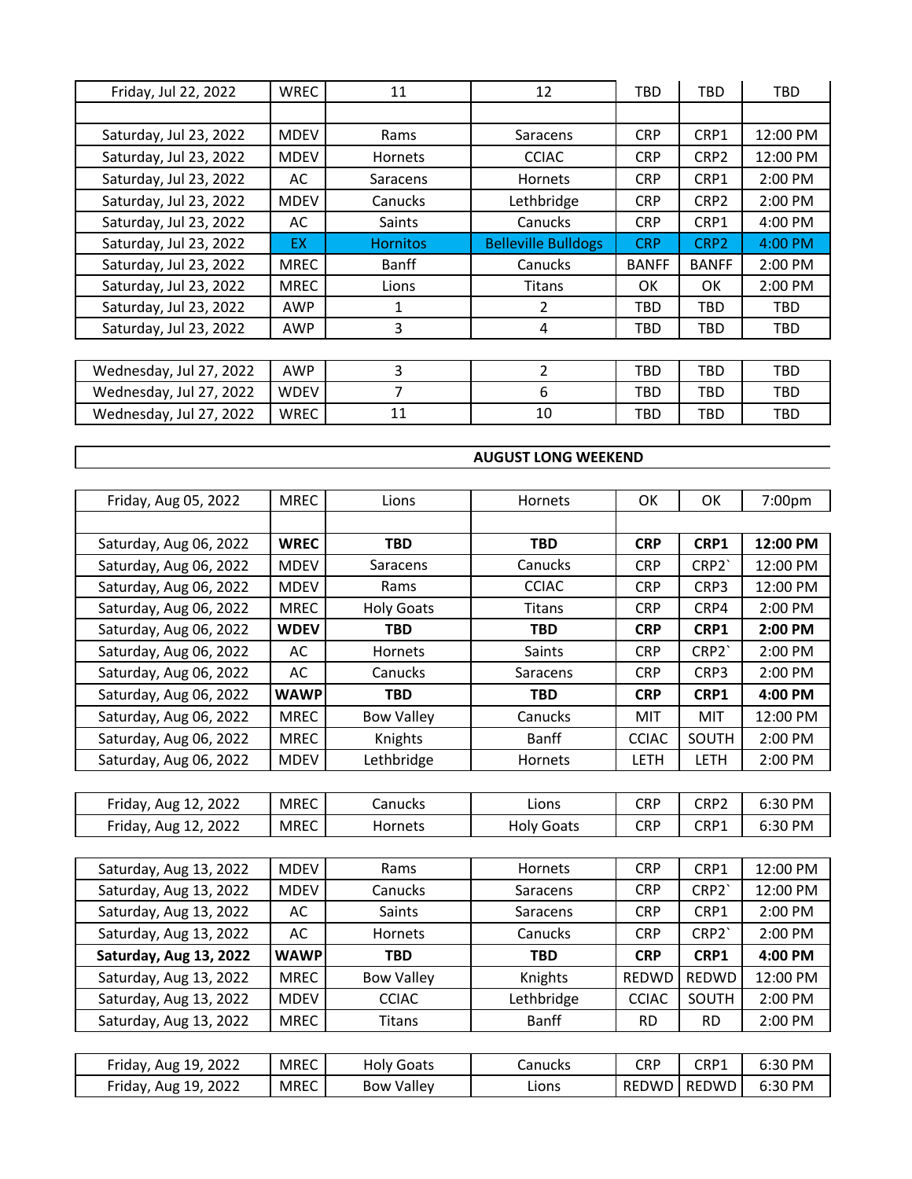| | | | | | | |
|---|---|---|---|---|---|---|
| Friday, Jul 22, 2022 | WREC | 11 | 12 | TBD | TBD | TBD |
| | | | | | | |
| Saturday, Jul 23, 2022 | MDEV | Rams | Saracens | CRP | CRP1 | 12:00 PM |
| Saturday, Jul 23, 2022 | MDEV | Hornets | CCIAC | CRP | CRP2 | 12:00 PM |
| Saturday, Jul 23, 2022 | AC | Saracens | Hornets | CRP | CRP1 | 2:00 PM |
| Saturday, Jul 23, 2022 | MDEV | Canucks | Lethbridge | CRP | CRP2 | 2:00 PM |
| Saturday, Jul 23, 2022 | AC | Saints | Canucks | CRP | CRP1 | 4:00 PM |
| Saturday, Jul 23, 2022 | EX | Hornitos | Belleville Bulldogs | CRP | CRP2 | 4:00 PM |
| Saturday, Jul 23, 2022 | MREC | Banff | Canucks | BANFF | BANFF | 2:00 PM |
| Saturday, Jul 23, 2022 | MREC | Lions | Titans | OK | OK | 2:00 PM |
| Saturday, Jul 23, 2022 | AWP | 1 | 2 | TBD | TBD | TBD |
| Saturday, Jul 23, 2022 | AWP | 3 | 4 | TBD | TBD | TBD |

| | | | | | | |
|---|---|---|---|---|---|---|
| Wednesday, Jul 27, 2022 | AWP | 3 | 2 | TBD | TBD | TBD |
| Wednesday, Jul 27, 2022 | WDEV | 7 | 6 | TBD | TBD | TBD |
| Wednesday, Jul 27, 2022 | WREC | 11 | 10 | TBD | TBD | TBD |

**AUGUST LONG WEEKEND**

| | | | | | | |
|---|---|---|---|---|---|---|
| Friday, Aug 05, 2022 | MREC | Lions | Hornets | OK | OK | 7:00pm |
| | | | | | | |
| Saturday, Aug 06, 2022 | **WREC** | **TBD** | **TBD** | **CRP** | **CRP1** | **12:00 PM** |
| Saturday, Aug 06, 2022 | MDEV | Saracens | Canucks | CRP | CRP2` | 12:00 PM |
| Saturday, Aug 06, 2022 | MDEV | Rams | CCIAC | CRP | CRP3 | 12:00 PM |
| Saturday, Aug 06, 2022 | MREC | Holy Goats | Titans | CRP | CRP4 | 2:00 PM |
| Saturday, Aug 06, 2022 | **WDEV** | **TBD** | **TBD** | **CRP** | **CRP1** | **2:00 PM** |
| Saturday, Aug 06, 2022 | AC | Hornets | Saints | CRP | CRP2` | 2:00 PM |
| Saturday, Aug 06, 2022 | AC | Canucks | Saracens | CRP | CRP3 | 2:00 PM |
| Saturday, Aug 06, 2022 | **WAWP** | **TBD** | **TBD** | **CRP** | **CRP1** | **4:00 PM** |
| Saturday, Aug 06, 2022 | MREC | Bow Valley | Canucks | MIT | MIT | 12:00 PM |
| Saturday, Aug 06, 2022 | MREC | Knights | Banff | CCIAC | SOUTH | 2:00 PM |
| Saturday, Aug 06, 2022 | MDEV | Lethbridge | Hornets | LETH | LETH | 2:00 PM |

| | | | | | | |
|---|---|---|---|---|---|---|
| Friday, Aug 12, 2022 | MREC | Canucks | Lions | CRP | CRP2 | 6:30 PM |
| Friday, Aug 12, 2022 | MREC | Hornets | Holy Goats | CRP | CRP1 | 6:30 PM |

| | | | | | | |
|---|---|---|---|---|---|---|
| Saturday, Aug 13, 2022 | MDEV | Rams | Hornets | CRP | CRP1 | 12:00 PM |
| Saturday, Aug 13, 2022 | MDEV | Canucks | Saracens | CRP | CRP2` | 12:00 PM |
| Saturday, Aug 13, 2022 | AC | Saints | Saracens | CRP | CRP1 | 2:00 PM |
| Saturday, Aug 13, 2022 | AC | Hornets | Canucks | CRP | CRP2` | 2:00 PM |
| **Saturday, Aug 13, 2022** | **WAWP** | **TBD** | **TBD** | **CRP** | **CRP1** | **4:00 PM** |
| Saturday, Aug 13, 2022 | MREC | Bow Valley | Knights | REDWD | REDWD | 12:00 PM |
| Saturday, Aug 13, 2022 | MDEV | CCIAC | Lethbridge | CCIAC | SOUTH | 2:00 PM |
| Saturday, Aug 13, 2022 | MREC | Titans | Banff | RD | RD | 2:00 PM |

| | | | | | | |
|---|---|---|---|---|---|---|
| Friday, Aug 19, 2022 | MREC | Holy Goats | Canucks | CRP | CRP1 | 6:30 PM |
| Friday, Aug 19, 2022 | MREC | Bow Valley | Lions | REDWD | REDWD | 6:30 PM |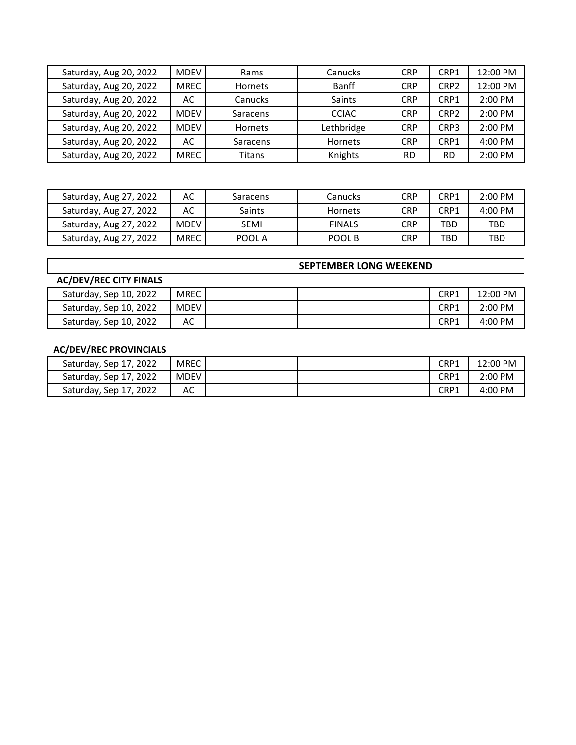| | | | | | | |
|---|---|---|---|---|---|---|
| Saturday, Aug 20, 2022 | MDEV | Rams | Canucks | CRP | CRP1 | 12:00 PM |
| Saturday, Aug 20, 2022 | MREC | Hornets | Banff | CRP | CRP2 | 12:00 PM |
| Saturday, Aug 20, 2022 | AC | Canucks | Saints | CRP | CRP1 | 2:00 PM |
| Saturday, Aug 20, 2022 | MDEV | Saracens | CCIAC | CRP | CRP2 | 2:00 PM |
| Saturday, Aug 20, 2022 | MDEV | Hornets | Lethbridge | CRP | CRP3 | 2:00 PM |
| Saturday, Aug 20, 2022 | AC | Saracens | Hornets | CRP | CRP1 | 4:00 PM |
| Saturday, Aug 20, 2022 | MREC | Titans | Knights | RD | RD | 2:00 PM |

| | | | | | | |
|---|---|---|---|---|---|---|
| Saturday, Aug 27, 2022 | AC | Saracens | Canucks | CRP | CRP1 | 2:00 PM |
| Saturday, Aug 27, 2022 | AC | Saints | Hornets | CRP | CRP1 | 4:00 PM |
| Saturday, Aug 27, 2022 | MDEV | SEMI | FINALS | CRP | TBD | TBD |
| Saturday, Aug 27, 2022 | MREC | POOL A | POOL B | CRP | TBD | TBD |

**SEPTEMBER LONG WEEKEND**

**AC/DEV/REC CITY FINALS**

| | | | | | | |
|---|---|---|---|---|---|---|
| Saturday, Sep 10, 2022 | MREC | | | | CRP1 | 12:00 PM |
| Saturday, Sep 10, 2022 | MDEV | | | | CRP1 | 2:00 PM |
| Saturday, Sep 10, 2022 | AC | | | | CRP1 | 4:00 PM |

**AC/DEV/REC PROVINCIALS**

| | | | | | | |
|---|---|---|---|---|---|---|
| Saturday, Sep 17, 2022 | MREC | | | | CRP1 | 12:00 PM |
| Saturday, Sep 17, 2022 | MDEV | | | | CRP1 | 2:00 PM |
| Saturday, Sep 17, 2022 | AC | | | | CRP1 | 4:00 PM |